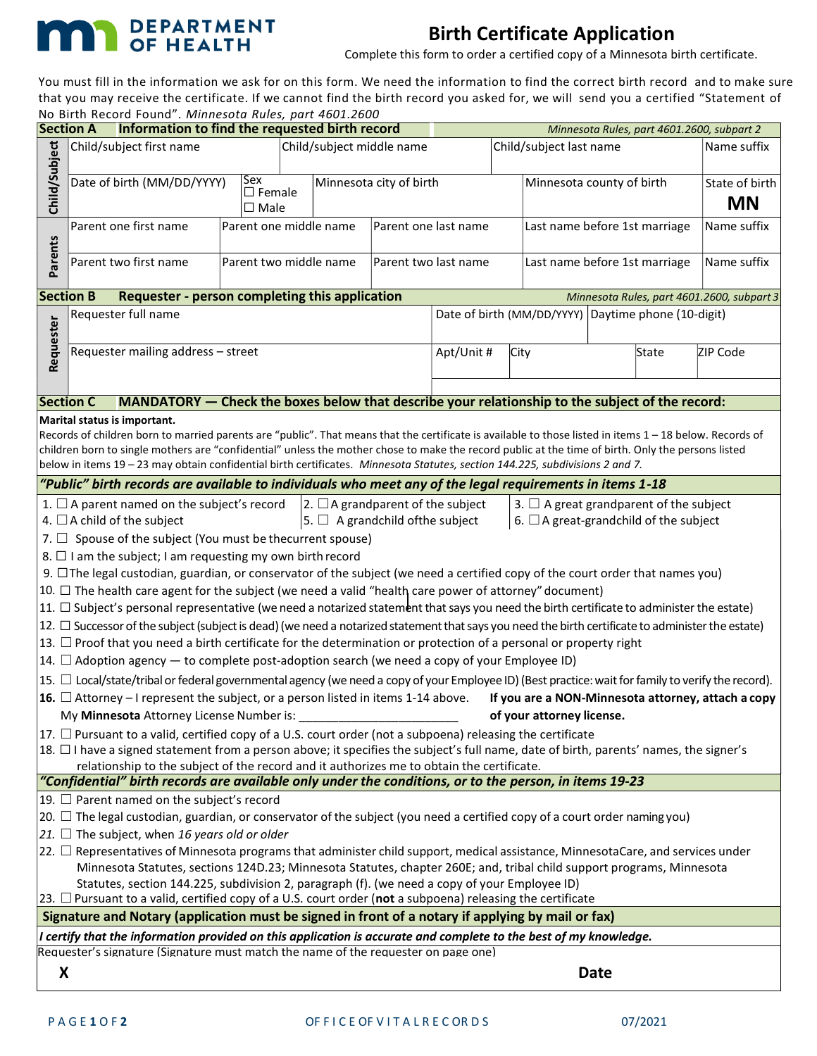**MN DEPARTMENT OF HEALTH**

# Birth Certificate Application

Complete this form to order a certified copy of a Minnesota birth certificate.

You must fill in the information we ask for on this form. We need the information to find the correct birth record and to make sure that you may receive the certificate. If we cannot find the birth record you asked for, we will send you a certified "Statement of No Birth Record Found". *Minnesota Rules, part 4601.2600*

## Section A Information to find the requested birth record

*Minnesota Rules, part 4601.2600, subpart 2*

**Child/Subject**

| Child/subject first name | Child/subject middle name | Child/subject last name | Name suffix |
|---|---|---|---|
| | | | |

| Date of birth (MM/DD/YYYY) | Sex ☐ Female ☐ Male | Minnesota city of birth | Minnesota county of birth | State of birth **MN** |
|---|---|---|---|---|
| | | | | |

**Parents**

| Parent one first name | Parent one middle name | Parent one last name | Last name before 1st marriage | Name suffix |
|---|---|---|---|---|
| Parent two first name | Parent two middle name | Parent two last name | Last name before 1st marriage | Name suffix |

## Section B Requester - person completing this application

*Minnesota Rules, part 4601.2600, subpart 3*

**Requester**

| Requester full name | Date of birth (MM/DD/YYYY) | Daytime phone (10-digit) |
|---|---|---|
| | | |

| Requester mailing address – street | Apt/Unit # | City | State | ZIP Code |
|---|---|---|---|---|
| | | | | |

## Section C MANDATORY — Check the boxes below that describe your relationship to the subject of the record:

**Marital status is important.**

Records of children born to married parents are "public". That means that the certificate is available to those listed in items 1 – 18 below. Records of children born to single mothers are "confidential" unless the mother chose to make the record public at the time of birth. Only the persons listed below in items 19 – 23 may obtain confidential birth certificates. *Minnesota Statutes, section 144.225, subdivisions 2 and 7.*

***"Public" birth records are available to individuals who meet any of the legal requirements in items 1-18***

1. ☐ A parent named on the subject's record
2. ☐ A grandparent of the subject
3. ☐ A great grandparent of the subject
4. ☐ A child of the subject
5. ☐ A grandchild ofthe subject
6. ☐ A great-grandchild of the subject
7. ☐ Spouse of the subject (You must be thecurrent spouse)
8. ☐ I am the subject; I am requesting my own birth record
9. ☐ The legal custodian, guardian, or conservator of the subject (we need a certified copy of the court order that names you)
10. ☐ The health care agent for the subject (we need a valid "health care power of attorney" document)
11. ☐ Subject's personal representative (we need a notarized statement that says you need the birth certificate to administer the estate)
12. ☐ Successor of the subject (subject is dead) (we need a notarized statement that says you need the birth certificate to administer the estate)
13. ☐ Proof that you need a birth certificate for the determination or protection of a personal or property right
14. ☐ Adoption agency — to complete post-adoption search (we need a copy of your Employee ID)
15. ☐ Local/state/tribal or federal governmental agency (we need a copy of your Employee ID) (Best practice: wait for family to verify the record).
16. ☐ Attorney – I represent the subject, or a person listed in items 1-14 above. **If you are a NON-Minnesota attorney, attach a copy of your attorney license.**
    My **Minnesota** Attorney License Number is: _______________________
17. ☐ Pursuant to a valid, certified copy of a U.S. court order (not a subpoena) releasing the certificate
18. ☐ I have a signed statement from a person above; it specifies the subject's full name, date of birth, parents' names, the signer's relationship to the subject of the record and it authorizes me to obtain the certificate.

***"Confidential" birth records are available only under the conditions, or to the person, in items 19-23***

19. ☐ Parent named on the subject's record
20. ☐ The legal custodian, guardian, or conservator of the subject (you need a certified copy of a court order naming you)
21. ☐ The subject, when *16 years old or older*
22. ☐ Representatives of Minnesota programs that administer child support, medical assistance, MinnesotaCare, and services under Minnesota Statutes, sections 124D.23; Minnesota Statutes, chapter 260E; and, tribal child support programs, Minnesota Statutes, section 144.225, subdivision 2, paragraph (f). (we need a copy of your Employee ID)
23. ☐ Pursuant to a valid, certified copy of a U.S. court order (**not** a subpoena) releasing the certificate

**Signature and Notary (application must be signed in front of a notary if applying by mail or fax)**

***I certify that the information provided on this application is accurate and complete to the best of my knowledge.***

Requester's signature (Signature must match the name of the requester on page one)

**X** **Date**

OFFICE OF VITAL RECORDS 07/2021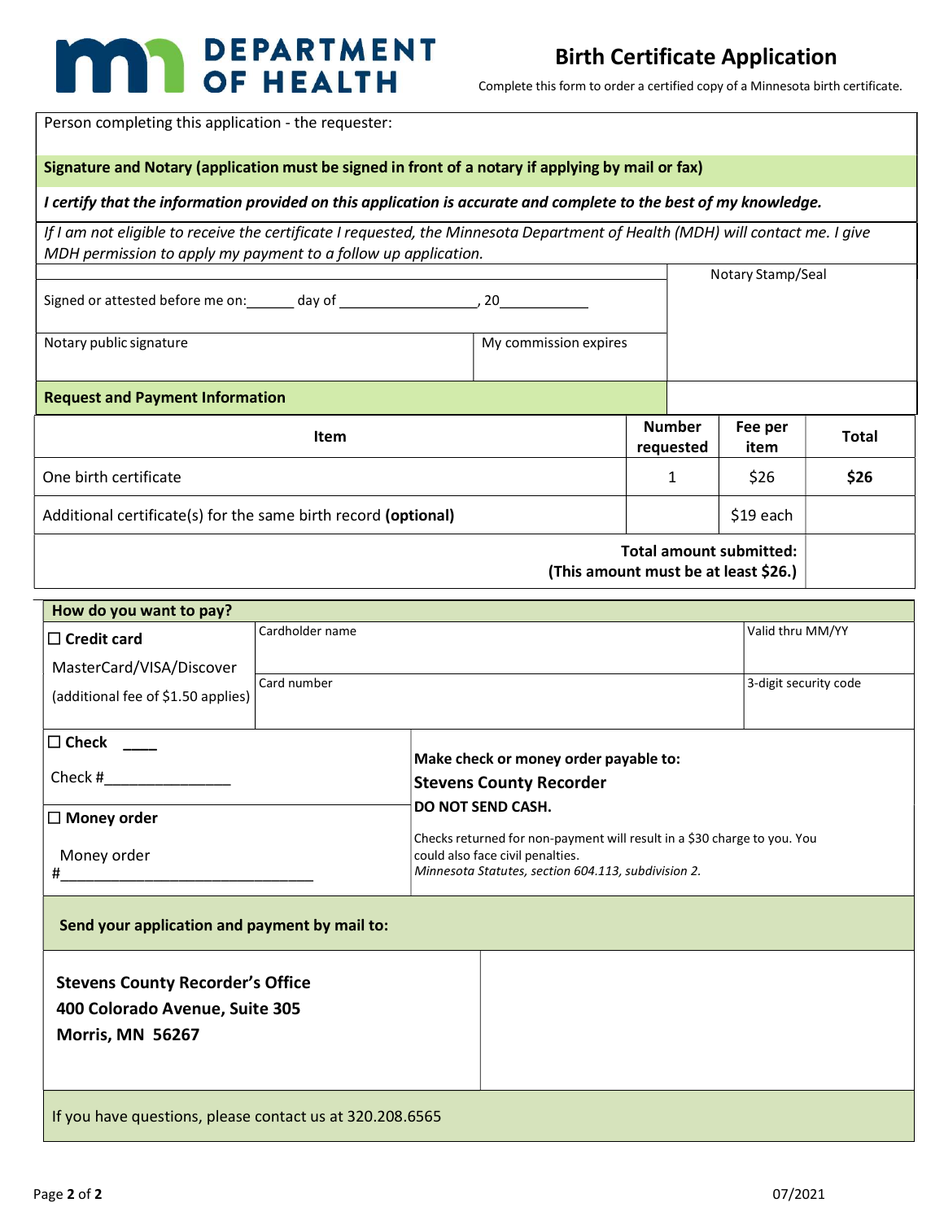**DEPARTMENT OF HEALTH**

# Birth Certificate Application

Complete this form to order a certified copy of a Minnesota birth certificate.

Person completing this application - the requester:

## Signature and Notary (application must be signed in front of a notary if applying by mail or fax)

*I certify that the information provided on this application is accurate and complete to the best of my knowledge.*

*If I am not eligible to receive the certificate I requested, the Minnesota Department of Health (MDH) will contact me. I give MDH permission to apply my payment to a follow up application.*

Signed or attested before me on:______ day of _________________, 20___________

Notary public signature

My commission expires

Notary Stamp/Seal

## Request and Payment Information

| Item | Number requested | Fee per item | Total |
|---|---|---|---|
| One birth certificate | 1 | $26 | **$26** |
| Additional certificate(s) for the same birth record **(optional)** | | $19 each | |
| **Total amount submitted: (This amount must be at least $26.)** | | | |

## How do you want to pay?

☐ **Credit card**

MasterCard/VISA/Discover

(additional fee of $1.50 applies)

| | |
|---|---|
| Cardholder name | Valid thru MM/YY |
| Card number | 3-digit security code |

☐ **Check** ____

Check #_______________

☐ **Money order**

Money order #______________________________

**Make check or money order payable to:**

**Stevens County Recorder**

**DO NOT SEND CASH.**

Checks returned for non-payment will result in a $30 charge to you. You could also face civil penalties.
*Minnesota Statutes, section 604.113, subdivision 2.*

## Send your application and payment by mail to:

**Stevens County Recorder's Office**
**400 Colorado Avenue, Suite 305**
**Morris, MN 56267**

If you have questions, please contact us at 320.208.6565

07/2021